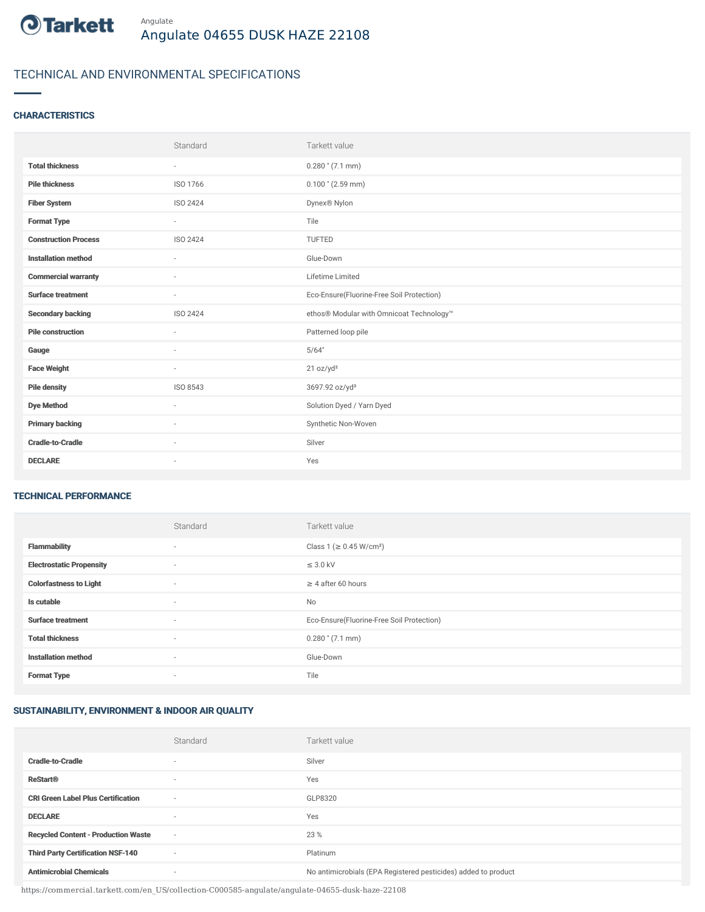Tarkett

Angulate

# Angulate 04655 DUSK HAZE 22108

## TECHNICAL AND ENVIRONMENTAL SPECIFICATIONS

### CHARACTERISTICS

| | Standard | Tarkett value |
|---|---|---|
| **Total thickness** | - | 0.280 " (7.1 mm) |
| **Pile thickness** | ISO 1766 | 0.100 " (2.59 mm) |
| **Fiber System** | ISO 2424 | Dynex® Nylon |
| **Format Type** | - | Tile |
| **Construction Process** | ISO 2424 | TUFTED |
| **Installation method** | - | Glue-Down |
| **Commercial warranty** | - | Lifetime Limited |
| **Surface treatment** | - | Eco-Ensure(Fluorine-Free Soil Protection) |
| **Secondary backing** | ISO 2424 | ethos® Modular with Omnicoat Technology™ |
| **Pile construction** | - | Patterned loop pile |
| **Gauge** | - | 5/64" |
| **Face Weight** | - | 21 oz/yd² |
| **Pile density** | ISO 8543 | 3697.92 oz/yd³ |
| **Dye Method** | - | Solution Dyed / Yarn Dyed |
| **Primary backing** | - | Synthetic Non-Woven |
| **Cradle-to-Cradle** | - | Silver |
| **DECLARE** | - | Yes |

### TECHNICAL PERFORMANCE

| | Standard | Tarkett value |
|---|---|---|
| **Flammability** | - | Class 1 (≥ 0.45 W/cm²) |
| **Electrostatic Propensity** | - | ≤ 3.0 kV |
| **Colorfastness to Light** | - | ≥ 4 after 60 hours |
| **Is cutable** | - | No |
| **Surface treatment** | - | Eco-Ensure(Fluorine-Free Soil Protection) |
| **Total thickness** | - | 0.280 " (7.1 mm) |
| **Installation method** | - | Glue-Down |
| **Format Type** | - | Tile |

### SUSTAINABILITY, ENVIRONMENT & INDOOR AIR QUALITY

| | Standard | Tarkett value |
|---|---|---|
| **Cradle-to-Cradle** | - | Silver |
| **ReStart®** | - | Yes |
| **CRI Green Label Plus Certification** | - | GLP8320 |
| **DECLARE** | - | Yes |
| **Recycled Content - Production Waste** | - | 23 % |
| **Third Party Certification NSF-140** | - | Platinum |
| **Antimicrobial Chemicals** | - | No antimicrobials (EPA Registered pesticides) added to product |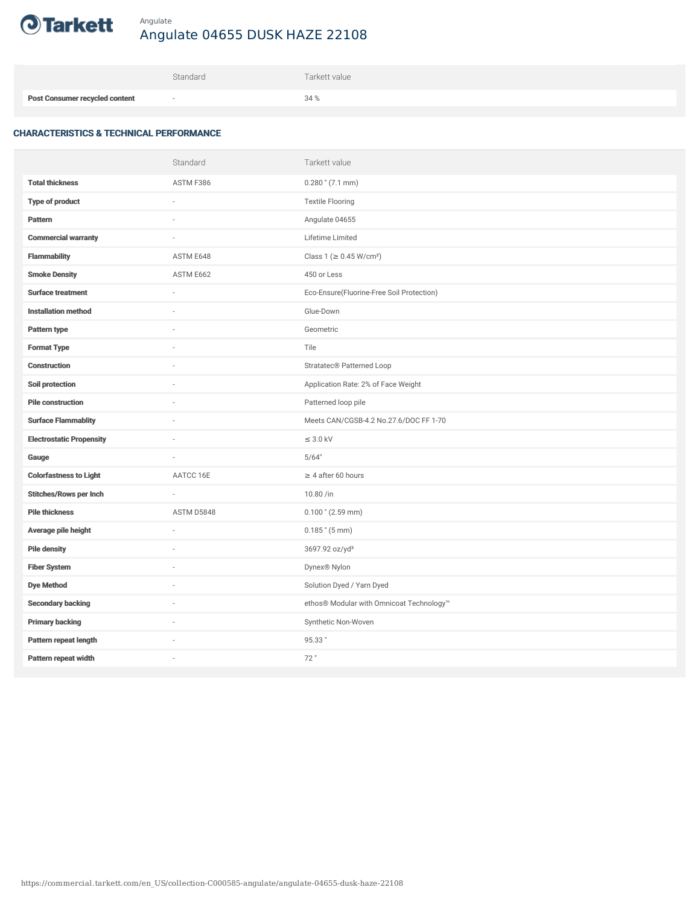Angulate

# Angulate 04655 DUSK HAZE 22108

| | Standard | Tarkett value |
|---|---|---|
| **Post Consumer recycled content** | - | 34 % |

## CHARACTERISTICS & TECHNICAL PERFORMANCE

| | Standard | Tarkett value |
|---|---|---|
| **Total thickness** | ASTM F386 | 0.280 " (7.1 mm) |
| **Type of product** | - | Textile Flooring |
| **Pattern** | - | Angulate 04655 |
| **Commercial warranty** | - | Lifetime Limited |
| **Flammability** | ASTM E648 | Class 1 (≥ 0.45 W/cm²) |
| **Smoke Density** | ASTM E662 | 450 or Less |
| **Surface treatment** | - | Eco-Ensure(Fluorine-Free Soil Protection) |
| **Installation method** | - | Glue-Down |
| **Pattern type** | - | Geometric |
| **Format Type** | - | Tile |
| **Construction** | - | Stratatec® Patterned Loop |
| **Soil protection** | - | Application Rate: 2% of Face Weight |
| **Pile construction** | - | Patterned loop pile |
| **Surface Flammablity** | - | Meets CAN/CGSB-4.2 No.27.6/DOC FF 1-70 |
| **Electrostatic Propensity** | - | ≤ 3.0 kV |
| **Gauge** | - | 5/64" |
| **Colorfastness to Light** | AATCC 16E | ≥ 4 after 60 hours |
| **Stitches/Rows per Inch** | - | 10.80 /in |
| **Pile thickness** | ASTM D5848 | 0.100 " (2.59 mm) |
| **Average pile height** | - | 0.185 " (5 mm) |
| **Pile density** | - | 3697.92 oz/yd³ |
| **Fiber System** | - | Dynex® Nylon |
| **Dye Method** | - | Solution Dyed / Yarn Dyed |
| **Secondary backing** | - | ethos® Modular with Omnicoat Technology™ |
| **Primary backing** | - | Synthetic Non-Woven |
| **Pattern repeat length** | - | 95.33 " |
| **Pattern repeat width** | - | 72 " |

https://commercial.tarkett.com/en_US/collection-C000585-angulate/angulate-04655-dusk-haze-22108